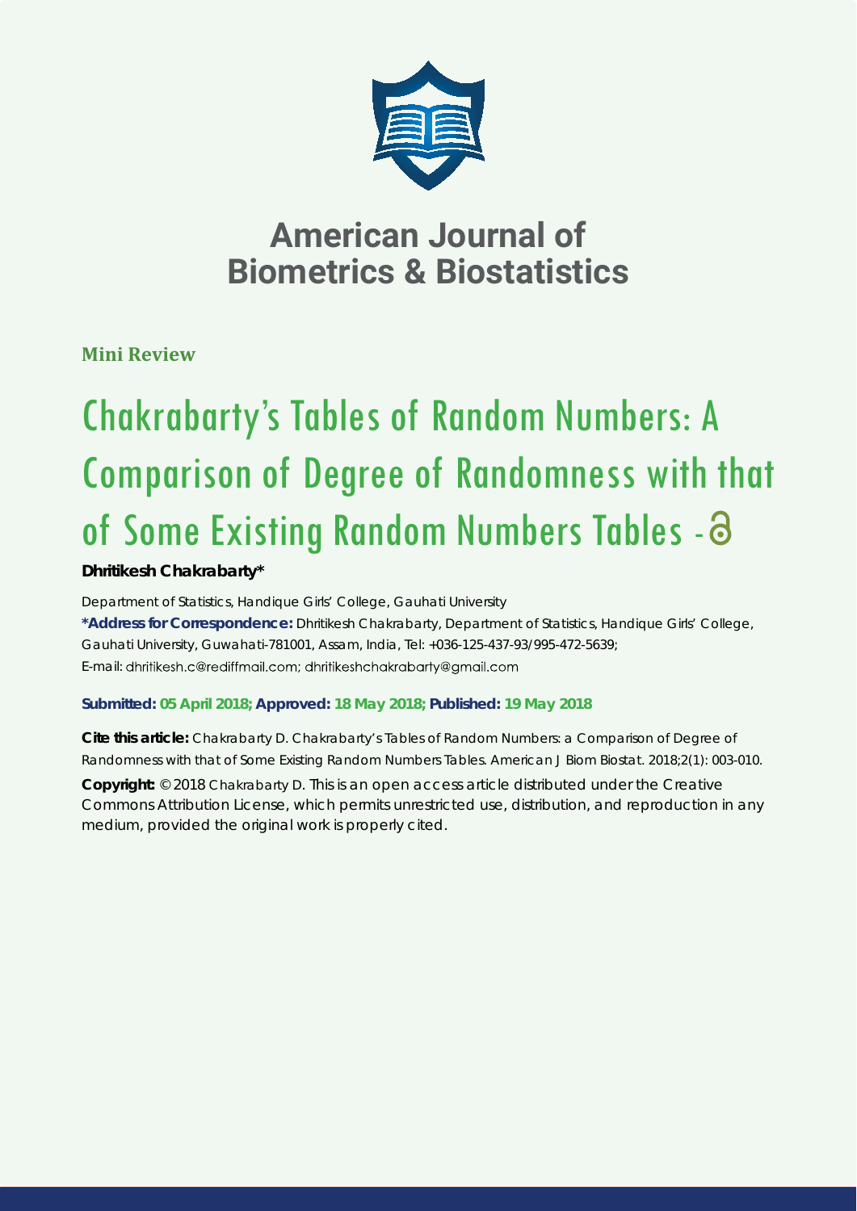# American Journal of Biometrics & Biostatistics

**Mini Review**

# Chakrabarty's Tables of Random Numbers: A Comparison of Degree of Randomness with that of Some Existing Random Numbers Tables

**Dhritikesh Chakrabarty***

Department of Statistics, Handique Girls' College, Gauhati University

**\*Address for Correspondence:** Dhritikesh Chakrabarty, Department of Statistics, Handique Girls' College, Gauhati University, Guwahati-781001, Assam, India, Tel: +036-125-437-93/995-472-5639; E-mail: dhritikesh.c@rediffmail.com; dhritikeshchakrabarty@gmail.com

**Submitted: 05 April 2018; Approved: 18 May 2018; Published: 19 May 2018**

**Cite this article:** Chakrabarty D. Chakrabarty's Tables of Random Numbers: a Comparison of Degree of Randomness with that of Some Existing Random Numbers Tables. American J Biom Biostat. 2018;2(1): 003-010.

**Copyright:** © 2018 Chakrabarty D. This is an open access article distributed under the Creative Commons Attribution License, which permits unrestricted use, distribution, and reproduction in any medium, provided the original work is properly cited.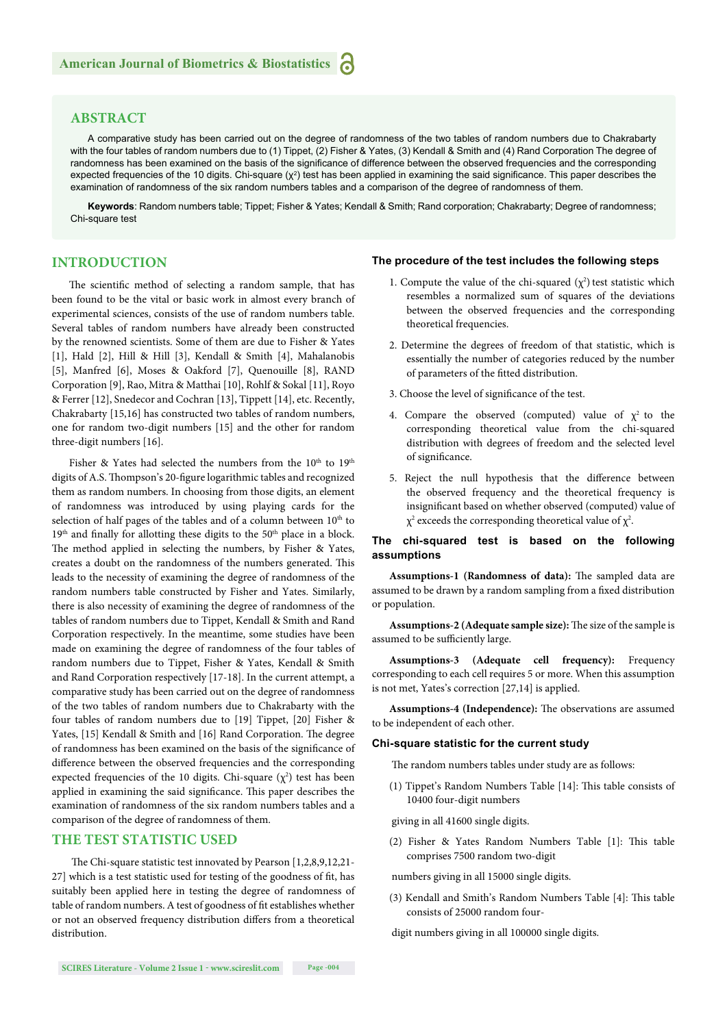## ABSTRACT

A comparative study has been carried out on the degree of randomness of the two tables of random numbers due to Chakrabarty with the four tables of random numbers due to (1) Tippet, (2) Fisher & Yates, (3) Kendall & Smith and (4) Rand Corporation The degree of randomness has been examined on the basis of the significance of difference between the observed frequencies and the corresponding expected frequencies of the 10 digits. Chi-square ($\chi^2$) test has been applied in examining the said significance. This paper describes the examination of randomness of the six random numbers tables and a comparison of the degree of randomness of them.

**Keywords**: Random numbers table; Tippet; Fisher & Yates; Kendall & Smith; Rand corporation; Chakrabarty; Degree of randomness; Chi-square test

## INTRODUCTION

The scientific method of selecting a random sample, that has been found to be the vital or basic work in almost every branch of experimental sciences, consists of the use of random numbers table. Several tables of random numbers have already been constructed by the renowned scientists. Some of them are due to Fisher & Yates [1], Hald [2], Hill & Hill [3], Kendall & Smith [4], Mahalanobis [5], Manfred [6], Moses & Oakford [7], Quenouille [8], RAND Corporation [9], Rao, Mitra & Matthai [10], Rohlf & Sokal [11], Royo & Ferrer [12], Snedecor and Cochran [13], Tippett [14], etc. Recently, Chakrabarty [15,16] has constructed two tables of random numbers, one for random two-digit numbers [15] and the other for random three-digit numbers [16].

Fisher & Yates had selected the numbers from the 10th to 19th digits of A.S. Thompson's 20-figure logarithmic tables and recognized them as random numbers. In choosing from those digits, an element of randomness was introduced by using playing cards for the selection of half pages of the tables and of a column between 10th to 19th and finally for allotting these digits to the 50th place in a block. The method applied in selecting the numbers, by Fisher & Yates, creates a doubt on the randomness of the numbers generated. This leads to the necessity of examining the degree of randomness of the random numbers table constructed by Fisher and Yates. Similarly, there is also necessity of examining the degree of randomness of the tables of random numbers due to Tippet, Kendall & Smith and Rand Corporation respectively. In the meantime, some studies have been made on examining the degree of randomness of the four tables of random numbers due to Tippet, Fisher & Yates, Kendall & Smith and Rand Corporation respectively [17-18]. In the current attempt, a comparative study has been carried out on the degree of randomness of the two tables of random numbers due to Chakrabarty with the four tables of random numbers due to [19] Tippet, [20] Fisher & Yates, [15] Kendall & Smith and [16] Rand Corporation. The degree of randomness has been examined on the basis of the significance of difference between the observed frequencies and the corresponding expected frequencies of the 10 digits. Chi-square ($\chi^2$) test has been applied in examining the said significance. This paper describes the examination of randomness of the six random numbers tables and a comparison of the degree of randomness of them.

## THE TEST STATISTIC USED

The Chi-square statistic test innovated by Pearson [1,2,8,9,12,21-27] which is a test statistic used for testing of the goodness of fit, has suitably been applied here in testing the degree of randomness of table of random numbers. A test of goodness of fit establishes whether or not an observed frequency distribution differs from a theoretical distribution.

### The procedure of the test includes the following steps

1. Compute the value of the chi-squared ($\chi^2$) test statistic which resembles a normalized sum of squares of the deviations between the observed frequencies and the corresponding theoretical frequencies.
2. Determine the degrees of freedom of that statistic, which is essentially the number of categories reduced by the number of parameters of the fitted distribution.
3. Choose the level of significance of the test.
4. Compare the observed (computed) value of $\chi^2$ to the corresponding theoretical value from the chi-squared distribution with degrees of freedom and the selected level of significance.
5. Reject the null hypothesis that the difference between the observed frequency and the theoretical frequency is insignificant based on whether observed (computed) value of $\chi^2$ exceeds the corresponding theoretical value of $\chi^2$.

### The chi-squared test is based on the following assumptions

**Assumptions-1 (Randomness of data):** The sampled data are assumed to be drawn by a random sampling from a fixed distribution or population.

**Assumptions-2 (Adequate sample size):** The size of the sample is assumed to be sufficiently large.

**Assumptions-3 (Adequate cell frequency):** Frequency corresponding to each cell requires 5 or more. When this assumption is not met, Yates's correction [27,14] is applied.

**Assumptions-4 (Independence):** The observations are assumed to be independent of each other.

### Chi-square statistic for the current study

The random numbers tables under study are as follows:

(1) Tippet's Random Numbers Table [14]: This table consists of 10400 four-digit numbers giving in all 41600 single digits.

(2) Fisher & Yates Random Numbers Table [1]: This table comprises 7500 random two-digit numbers giving in all 15000 single digits.

(3) Kendall and Smith's Random Numbers Table [4]: This table consists of 25000 random four-digit numbers giving in all 100000 single digits.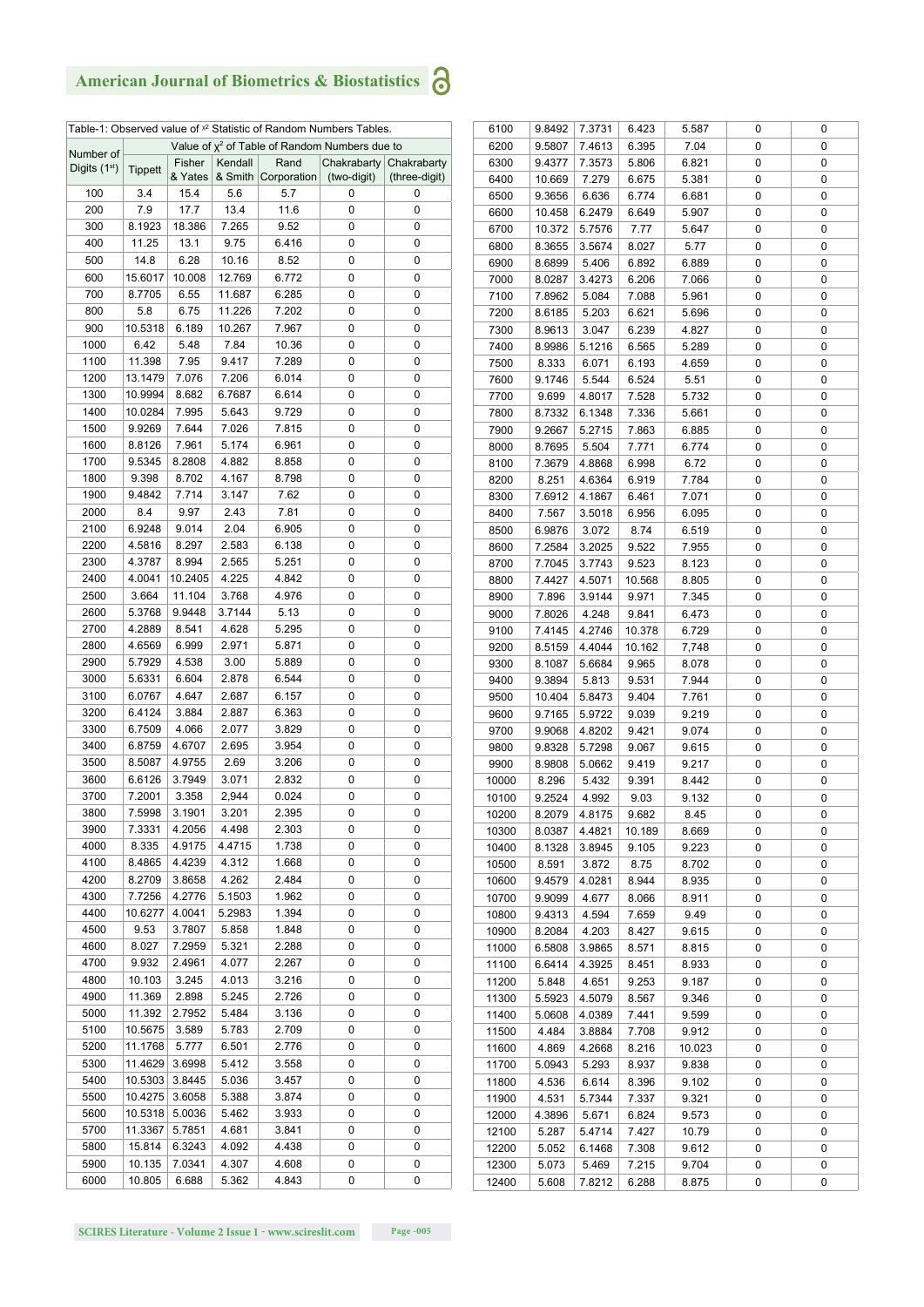Table-1: Observed value of $\chi^2$ Statistic of Random Numbers Tables.

| Number of Digits (1st) | Value of $\chi^2$ of Table of Random Numbers due to | | | | | |
|---|---|---|---|---|---|---|
| | Tippett | Fisher & Yates | Kendall & Smith | Rand Corporation | Chakrabarty (two-digit) | Chakrabarty (three-digit) |
| 100 | 3.4 | 15.4 | 5.6 | 5.7 | 0 | 0 |
| 200 | 7.9 | 17.7 | 13.4 | 11.6 | 0 | 0 |
| 300 | 8.1923 | 18.386 | 7.265 | 9.52 | 0 | 0 |
| 400 | 11.25 | 13.1 | 9.75 | 6.416 | 0 | 0 |
| 500 | 14.8 | 6.28 | 10.16 | 8.52 | 0 | 0 |
| 600 | 15.6017 | 10.008 | 12.769 | 6.772 | 0 | 0 |
| 700 | 8.7705 | 6.55 | 11.687 | 6.285 | 0 | 0 |
| 800 | 5.8 | 6.75 | 11.226 | 7.202 | 0 | 0 |
| 900 | 10.5318 | 6.189 | 10.267 | 7.967 | 0 | 0 |
| 1000 | 6.42 | 5.48 | 7.84 | 10.36 | 0 | 0 |
| 1100 | 11.398 | 7.95 | 9.417 | 7.289 | 0 | 0 |
| 1200 | 13.1479 | 7.076 | 7.206 | 6.014 | 0 | 0 |
| 1300 | 10.9994 | 8.682 | 6.7687 | 6.614 | 0 | 0 |
| 1400 | 10.0284 | 7.995 | 5.643 | 9.729 | 0 | 0 |
| 1500 | 9.9269 | 7.644 | 7.026 | 7.815 | 0 | 0 |
| 1600 | 8.8126 | 7.961 | 5.174 | 6.961 | 0 | 0 |
| 1700 | 9.5345 | 8.2808 | 4.882 | 8.858 | 0 | 0 |
| 1800 | 9.398 | 8.702 | 4.167 | 8.798 | 0 | 0 |
| 1900 | 9.4842 | 7.714 | 3.147 | 7.62 | 0 | 0 |
| 2000 | 8.4 | 9.97 | 2.43 | 7.81 | 0 | 0 |
| 2100 | 6.9248 | 9.014 | 2.04 | 6.905 | 0 | 0 |
| 2200 | 4.5816 | 8.297 | 2.583 | 6.138 | 0 | 0 |
| 2300 | 4.3787 | 8.994 | 2.565 | 5.251 | 0 | 0 |
| 2400 | 4.0041 | 10.2405 | 4.225 | 4.842 | 0 | 0 |
| 2500 | 3.664 | 11.104 | 3.768 | 4.976 | 0 | 0 |
| 2600 | 5.3768 | 9.9448 | 3.7144 | 5.13 | 0 | 0 |
| 2700 | 4.2889 | 8.541 | 4.628 | 5.295 | 0 | 0 |
| 2800 | 4.6569 | 6.999 | 2.971 | 5.871 | 0 | 0 |
| 2900 | 5.7929 | 4.538 | 3.00 | 5.889 | 0 | 0 |
| 3000 | 5.6331 | 6.604 | 2.878 | 6.544 | 0 | 0 |
| 3100 | 6.0767 | 4.647 | 2.687 | 6.157 | 0 | 0 |
| 3200 | 6.4124 | 3.884 | 2.887 | 6.363 | 0 | 0 |
| 3300 | 6.7509 | 4.066 | 2.077 | 3.829 | 0 | 0 |
| 3400 | 6.8759 | 4.6707 | 2.695 | 3.954 | 0 | 0 |
| 3500 | 8.5087 | 4.9755 | 2.69 | 3.206 | 0 | 0 |
| 3600 | 6.6126 | 3.7949 | 3.071 | 2.832 | 0 | 0 |
| 3700 | 7.2001 | 3.358 | 2,944 | 0.024 | 0 | 0 |
| 3800 | 7.5998 | 3.1901 | 3.201 | 2.395 | 0 | 0 |
| 3900 | 7.3331 | 4.2056 | 4.498 | 2.303 | 0 | 0 |
| 4000 | 8.335 | 4.9175 | 4.4715 | 1.738 | 0 | 0 |
| 4100 | 8.4865 | 4.4239 | 4.312 | 1.668 | 0 | 0 |
| 4200 | 8.2709 | 3.8658 | 4.262 | 2.484 | 0 | 0 |
| 4300 | 7.7256 | 4.2776 | 5.1503 | 1.962 | 0 | 0 |
| 4400 | 10.6277 | 4.0041 | 5.2983 | 1.394 | 0 | 0 |
| 4500 | 9.53 | 3.7807 | 5.858 | 1.848 | 0 | 0 |
| 4600 | 8.027 | 7.2959 | 5.321 | 2.288 | 0 | 0 |
| 4700 | 9.932 | 2.4961 | 4.077 | 2.267 | 0 | 0 |
| 4800 | 10.103 | 3.245 | 4.013 | 3.216 | 0 | 0 |
| 4900 | 11.369 | 2.898 | 5.245 | 2.726 | 0 | 0 |
| 5000 | 11.392 | 2.7952 | 5.484 | 3.136 | 0 | 0 |
| 5100 | 10.5675 | 3.589 | 5.783 | 2.709 | 0 | 0 |
| 5200 | 11.1768 | 5.777 | 6.501 | 2.776 | 0 | 0 |
| 5300 | 11.4629 | 3.6998 | 5.412 | 3.558 | 0 | 0 |
| 5400 | 10.5303 | 3.8445 | 5.036 | 3.457 | 0 | 0 |
| 5500 | 10.4275 | 3.6058 | 5.388 | 3.874 | 0 | 0 |
| 5600 | 10.5318 | 5.0036 | 5.462 | 3.933 | 0 | 0 |
| 5700 | 11.3367 | 5.7851 | 4.681 | 3.841 | 0 | 0 |
| 5800 | 15.814 | 6.3243 | 4.092 | 4.438 | 0 | 0 |
| 5900 | 10.135 | 7.0341 | 4.307 | 4.608 | 0 | 0 |
| 6000 | 10.805 | 6.688 | 5.362 | 4.843 | 0 | 0 |
| 6100 | 9.8492 | 7.3731 | 6.423 | 5.587 | 0 | 0 |
| 6200 | 9.5807 | 7.4613 | 6.395 | 7.04 | 0 | 0 |
| 6300 | 9.4377 | 7.3573 | 5.806 | 6.821 | 0 | 0 |
| 6400 | 10.669 | 7.279 | 6.675 | 5.381 | 0 | 0 |
| 6500 | 9.3656 | 6.636 | 6.774 | 6.681 | 0 | 0 |
| 6600 | 10.458 | 6.2479 | 6.649 | 5.907 | 0 | 0 |
| 6700 | 10.372 | 5.7576 | 7.77 | 5.647 | 0 | 0 |
| 6800 | 8.3655 | 3.5674 | 8.027 | 5.77 | 0 | 0 |
| 6900 | 8.6899 | 5.406 | 6.892 | 6.889 | 0 | 0 |
| 7000 | 8.0287 | 3.4273 | 6.206 | 7.066 | 0 | 0 |
| 7100 | 7.8962 | 5.084 | 7.088 | 5.961 | 0 | 0 |
| 7200 | 8.6185 | 5.203 | 6.621 | 5.696 | 0 | 0 |
| 7300 | 8.9613 | 3.047 | 6.239 | 4.827 | 0 | 0 |
| 7400 | 8.9986 | 5.1216 | 6.565 | 5.289 | 0 | 0 |
| 7500 | 8.333 | 6.071 | 6.193 | 4.659 | 0 | 0 |
| 7600 | 9.1746 | 5.544 | 6.524 | 5.51 | 0 | 0 |
| 7700 | 9.699 | 4.8017 | 7.528 | 5.732 | 0 | 0 |
| 7800 | 8.7332 | 6.1348 | 7.336 | 5.661 | 0 | 0 |
| 7900 | 9.2667 | 5.2715 | 7.863 | 6.885 | 0 | 0 |
| 8000 | 8.7695 | 5.504 | 7.771 | 6.774 | 0 | 0 |
| 8100 | 7.3679 | 4.8868 | 6.998 | 6.72 | 0 | 0 |
| 8200 | 8.251 | 4.6364 | 6.919 | 7.784 | 0 | 0 |
| 8300 | 7.6912 | 4.1867 | 6.461 | 7.071 | 0 | 0 |
| 8400 | 7.567 | 3.5018 | 6.956 | 6.095 | 0 | 0 |
| 8500 | 6.9876 | 3.072 | 8.74 | 6.519 | 0 | 0 |
| 8600 | 7.2584 | 3.2025 | 9.522 | 7.955 | 0 | 0 |
| 8700 | 7.7045 | 3.7743 | 9.523 | 8.123 | 0 | 0 |
| 8800 | 7.4427 | 4.5071 | 10.568 | 8.805 | 0 | 0 |
| 8900 | 7.896 | 3.9144 | 9.971 | 7.345 | 0 | 0 |
| 9000 | 7.8026 | 4.248 | 9.841 | 6.473 | 0 | 0 |
| 9100 | 7.4145 | 4.2746 | 10.378 | 6.729 | 0 | 0 |
| 9200 | 8.5159 | 4.4044 | 10.162 | 7,748 | 0 | 0 |
| 9300 | 8.1087 | 5.6684 | 9.965 | 8.078 | 0 | 0 |
| 9400 | 9.3894 | 5.813 | 9.531 | 7.944 | 0 | 0 |
| 9500 | 10.404 | 5.8473 | 9.404 | 7.761 | 0 | 0 |
| 9600 | 9.7165 | 5.9722 | 9.039 | 9.219 | 0 | 0 |
| 9700 | 9.9068 | 4.8202 | 9.421 | 9.074 | 0 | 0 |
| 9800 | 9.8328 | 5.7298 | 9.067 | 9.615 | 0 | 0 |
| 9900 | 8.9808 | 5.0662 | 9.419 | 9.217 | 0 | 0 |
| 10000 | 8.296 | 5.432 | 9.391 | 8.442 | 0 | 0 |
| 10100 | 9.2524 | 4.992 | 9.03 | 9.132 | 0 | 0 |
| 10200 | 8.2079 | 4.8175 | 9.682 | 8.45 | 0 | 0 |
| 10300 | 8.0387 | 4.4821 | 10.189 | 8.669 | 0 | 0 |
| 10400 | 8.1328 | 3.8945 | 9.105 | 9.223 | 0 | 0 |
| 10500 | 8.591 | 3.872 | 8.75 | 8.702 | 0 | 0 |
| 10600 | 9.4579 | 4.0281 | 8.944 | 8.935 | 0 | 0 |
| 10700 | 9.9099 | 4.677 | 8.066 | 8.911 | 0 | 0 |
| 10800 | 9.4313 | 4.594 | 7.659 | 9.49 | 0 | 0 |
| 10900 | 8.2084 | 4.203 | 8.427 | 9.615 | 0 | 0 |
| 11000 | 6.5808 | 3.9865 | 8.571 | 8.815 | 0 | 0 |
| 11100 | 6.6414 | 4.3925 | 8.451 | 8.933 | 0 | 0 |
| 11200 | 5.848 | 4.651 | 9.253 | 9.187 | 0 | 0 |
| 11300 | 5.5923 | 4.5079 | 8.567 | 9.346 | 0 | 0 |
| 11400 | 5.0608 | 4.0389 | 7.441 | 9.599 | 0 | 0 |
| 11500 | 4.484 | 3.8884 | 7.708 | 9.912 | 0 | 0 |
| 11600 | 4.869 | 4.2668 | 8.216 | 10.023 | 0 | 0 |
| 11700 | 5.0943 | 5.293 | 8.937 | 9.838 | 0 | 0 |
| 11800 | 4.536 | 6.614 | 8.396 | 9.102 | 0 | 0 |
| 11900 | 4.531 | 5.7344 | 7.337 | 9.321 | 0 | 0 |
| 12000 | 4.3896 | 5.671 | 6.824 | 9.573 | 0 | 0 |
| 12100 | 5.287 | 5.4714 | 7.427 | 10.79 | 0 | 0 |
| 12200 | 5.052 | 6.1468 | 7.308 | 9.612 | 0 | 0 |
| 12300 | 5.073 | 5.469 | 7.215 | 9.704 | 0 | 0 |
| 12400 | 5.608 | 7.8212 | 6.288 | 8.875 | 0 | 0 |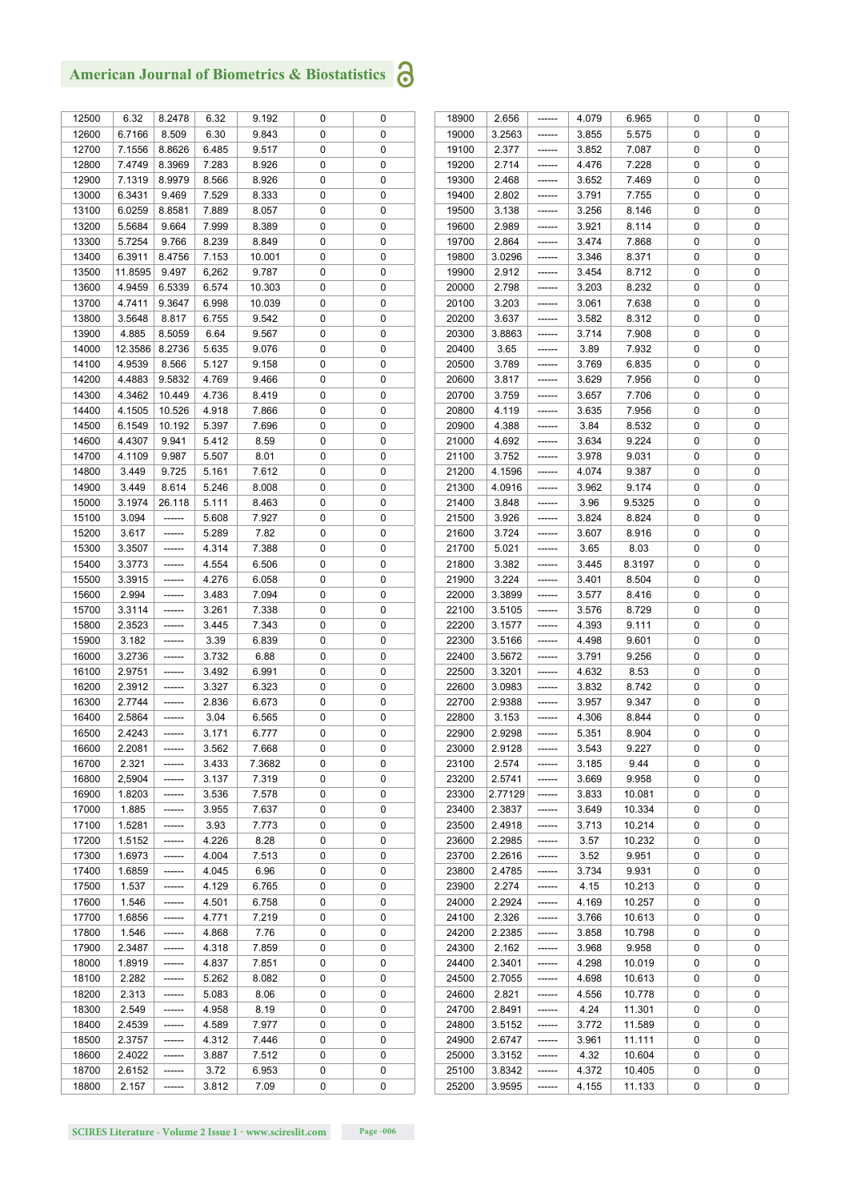| | | | | | | |
|---|---|---|---|---|---|---|
| 12500 | 6.32 | 8.2478 | 6.32 | 9.192 | 0 | 0 |
| 12600 | 6.7166 | 8.509 | 6.30 | 9.843 | 0 | 0 |
| 12700 | 7.1556 | 8.8626 | 6.485 | 9.517 | 0 | 0 |
| 12800 | 7.4749 | 8.3969 | 7.283 | 8.926 | 0 | 0 |
| 12900 | 7.1319 | 8.9979 | 8.566 | 8.926 | 0 | 0 |
| 13000 | 6.3431 | 9.469 | 7.529 | 8.333 | 0 | 0 |
| 13100 | 6.0259 | 8.8581 | 7.889 | 8.057 | 0 | 0 |
| 13200 | 5.5684 | 9.664 | 7.999 | 8.389 | 0 | 0 |
| 13300 | 5.7254 | 9.766 | 8.239 | 8.849 | 0 | 0 |
| 13400 | 6.3911 | 8.4756 | 7.153 | 10.001 | 0 | 0 |
| 13500 | 11.8595 | 9.497 | 6,262 | 9.787 | 0 | 0 |
| 13600 | 4.9459 | 6.5339 | 6.574 | 10.303 | 0 | 0 |
| 13700 | 4.7411 | 9.3647 | 6.998 | 10.039 | 0 | 0 |
| 13800 | 3.5648 | 8.817 | 6.755 | 9.542 | 0 | 0 |
| 13900 | 4.885 | 8.5059 | 6.64 | 9.567 | 0 | 0 |
| 14000 | 12.3586 | 8.2736 | 5.635 | 9.076 | 0 | 0 |
| 14100 | 4.9539 | 8.566 | 5.127 | 9.158 | 0 | 0 |
| 14200 | 4.4883 | 9.5832 | 4.769 | 9.466 | 0 | 0 |
| 14300 | 4.3462 | 10.449 | 4.736 | 8.419 | 0 | 0 |
| 14400 | 4.1505 | 10.526 | 4.918 | 7.866 | 0 | 0 |
| 14500 | 6.1549 | 10.192 | 5.397 | 7.696 | 0 | 0 |
| 14600 | 4.4307 | 9.941 | 5.412 | 8.59 | 0 | 0 |
| 14700 | 4.1109 | 9.987 | 5.507 | 8.01 | 0 | 0 |
| 14800 | 3.449 | 9.725 | 5.161 | 7.612 | 0 | 0 |
| 14900 | 3.449 | 8.614 | 5.246 | 8.008 | 0 | 0 |
| 15000 | 3.1974 | 26.118 | 5.111 | 8.463 | 0 | 0 |
| 15100 | 3.094 | ------ | 5.608 | 7.927 | 0 | 0 |
| 15200 | 3.617 | ------ | 5.289 | 7.82 | 0 | 0 |
| 15300 | 3.3507 | ------ | 4.314 | 7.388 | 0 | 0 |
| 15400 | 3.3773 | ------ | 4.554 | 6.506 | 0 | 0 |
| 15500 | 3.3915 | ------ | 4.276 | 6.058 | 0 | 0 |
| 15600 | 2.994 | ------ | 3.483 | 7.094 | 0 | 0 |
| 15700 | 3.3114 | ------ | 3.261 | 7.338 | 0 | 0 |
| 15800 | 2.3523 | ------ | 3.445 | 7.343 | 0 | 0 |
| 15900 | 3.182 | ------ | 3.39 | 6.839 | 0 | 0 |
| 16000 | 3.2736 | ------ | 3.732 | 6.88 | 0 | 0 |
| 16100 | 2.9751 | ------ | 3.492 | 6.991 | 0 | 0 |
| 16200 | 2.3912 | ------ | 3.327 | 6.323 | 0 | 0 |
| 16300 | 2.7744 | ------ | 2.836 | 6.673 | 0 | 0 |
| 16400 | 2.5864 | ------ | 3.04 | 6.565 | 0 | 0 |
| 16500 | 2.4243 | ------ | 3.171 | 6.777 | 0 | 0 |
| 16600 | 2.2081 | ------ | 3.562 | 7.668 | 0 | 0 |
| 16700 | 2.321 | ------ | 3.433 | 7.3682 | 0 | 0 |
| 16800 | 2,5904 | ------ | 3.137 | 7.319 | 0 | 0 |
| 16900 | 1.8203 | ------ | 3.536 | 7.578 | 0 | 0 |
| 17000 | 1.885 | ------ | 3.955 | 7.637 | 0 | 0 |
| 17100 | 1.5281 | ------ | 3.93 | 7.773 | 0 | 0 |
| 17200 | 1.5152 | ------ | 4.226 | 8.28 | 0 | 0 |
| 17300 | 1.6973 | ------ | 4.004 | 7.513 | 0 | 0 |
| 17400 | 1.6859 | ------ | 4.045 | 6.96 | 0 | 0 |
| 17500 | 1.537 | ------ | 4.129 | 6.765 | 0 | 0 |
| 17600 | 1.546 | ------ | 4.501 | 6.758 | 0 | 0 |
| 17700 | 1.6856 | ------ | 4.771 | 7.219 | 0 | 0 |
| 17800 | 1.546 | ------ | 4.868 | 7.76 | 0 | 0 |
| 17900 | 2.3487 | ------ | 4.318 | 7.859 | 0 | 0 |
| 18000 | 1.8919 | ------ | 4.837 | 7.851 | 0 | 0 |
| 18100 | 2.282 | ------ | 5.262 | 8.082 | 0 | 0 |
| 18200 | 2.313 | ------ | 5.083 | 8.06 | 0 | 0 |
| 18300 | 2.549 | ------ | 4.958 | 8.19 | 0 | 0 |
| 18400 | 2.4539 | ------ | 4.589 | 7.977 | 0 | 0 |
| 18500 | 2.3757 | ------ | 4.312 | 7.446 | 0 | 0 |
| 18600 | 2.4022 | ------ | 3.887 | 7.512 | 0 | 0 |
| 18700 | 2.6152 | ------ | 3.72 | 6.953 | 0 | 0 |
| 18800 | 2.157 | ------ | 3.812 | 7.09 | 0 | 0 |
| 18900 | 2.656 | ------ | 4.079 | 6.965 | 0 | 0 |
| 19000 | 3.2563 | ------ | 3.855 | 5.575 | 0 | 0 |
| 19100 | 2.377 | ------ | 3.852 | 7.087 | 0 | 0 |
| 19200 | 2.714 | ------ | 4.476 | 7.228 | 0 | 0 |
| 19300 | 2.468 | ------ | 3.652 | 7.469 | 0 | 0 |
| 19400 | 2.802 | ------ | 3.791 | 7.755 | 0 | 0 |
| 19500 | 3.138 | ------ | 3.256 | 8.146 | 0 | 0 |
| 19600 | 2.989 | ------ | 3.921 | 8.114 | 0 | 0 |
| 19700 | 2.864 | ------ | 3.474 | 7.868 | 0 | 0 |
| 19800 | 3.0296 | ------ | 3.346 | 8.371 | 0 | 0 |
| 19900 | 2.912 | ------ | 3.454 | 8.712 | 0 | 0 |
| 20000 | 2.798 | ------ | 3.203 | 8.232 | 0 | 0 |
| 20100 | 3.203 | ------ | 3.061 | 7.638 | 0 | 0 |
| 20200 | 3.637 | ------ | 3.582 | 8.312 | 0 | 0 |
| 20300 | 3.8863 | ------ | 3.714 | 7.908 | 0 | 0 |
| 20400 | 3.65 | ------ | 3.89 | 7.932 | 0 | 0 |
| 20500 | 3.789 | ------ | 3.769 | 6.835 | 0 | 0 |
| 20600 | 3.817 | ------ | 3.629 | 7.956 | 0 | 0 |
| 20700 | 3.759 | ------ | 3.657 | 7.706 | 0 | 0 |
| 20800 | 4.119 | ------ | 3.635 | 7.956 | 0 | 0 |
| 20900 | 4.388 | ------ | 3.84 | 8.532 | 0 | 0 |
| 21000 | 4.692 | ------ | 3.634 | 9.224 | 0 | 0 |
| 21100 | 3.752 | ------ | 3.978 | 9.031 | 0 | 0 |
| 21200 | 4.1596 | ------ | 4.074 | 9.387 | 0 | 0 |
| 21300 | 4.0916 | ------ | 3.962 | 9.174 | 0 | 0 |
| 21400 | 3.848 | ------ | 3.96 | 9.5325 | 0 | 0 |
| 21500 | 3.926 | ------ | 3.824 | 8.824 | 0 | 0 |
| 21600 | 3.724 | ------ | 3.607 | 8.916 | 0 | 0 |
| 21700 | 5.021 | ------ | 3.65 | 8.03 | 0 | 0 |
| 21800 | 3.382 | ------ | 3.445 | 8.3197 | 0 | 0 |
| 21900 | 3.224 | ------ | 3.401 | 8.504 | 0 | 0 |
| 22000 | 3.3899 | ------ | 3.577 | 8.416 | 0 | 0 |
| 22100 | 3.5105 | ------ | 3.576 | 8.729 | 0 | 0 |
| 22200 | 3.1577 | ------ | 4.393 | 9.111 | 0 | 0 |
| 22300 | 3.5166 | ------ | 4.498 | 9.601 | 0 | 0 |
| 22400 | 3.5672 | ------ | 3.791 | 9.256 | 0 | 0 |
| 22500 | 3.3201 | ------ | 4.632 | 8.53 | 0 | 0 |
| 22600 | 3.0983 | ------ | 3.832 | 8.742 | 0 | 0 |
| 22700 | 2.9388 | ------ | 3.957 | 9.347 | 0 | 0 |
| 22800 | 3.153 | ------ | 4.306 | 8.844 | 0 | 0 |
| 22900 | 2.9298 | ------ | 5.351 | 8.904 | 0 | 0 |
| 23000 | 2.9128 | ------ | 3.543 | 9.227 | 0 | 0 |
| 23100 | 2.574 | ------ | 3.185 | 9.44 | 0 | 0 |
| 23200 | 2.5741 | ------ | 3.669 | 9.958 | 0 | 0 |
| 23300 | 2.77129 | ------ | 3.833 | 10.081 | 0 | 0 |
| 23400 | 2.3837 | ------ | 3.649 | 10.334 | 0 | 0 |
| 23500 | 2.4918 | ------ | 3.713 | 10.214 | 0 | 0 |
| 23600 | 2.2985 | ------ | 3.57 | 10.232 | 0 | 0 |
| 23700 | 2.2616 | ------ | 3.52 | 9.951 | 0 | 0 |
| 23800 | 2.4785 | ------ | 3.734 | 9.931 | 0 | 0 |
| 23900 | 2.274 | ------ | 4.15 | 10.213 | 0 | 0 |
| 24000 | 2.2924 | ------ | 4.169 | 10.257 | 0 | 0 |
| 24100 | 2.326 | ------ | 3.766 | 10.613 | 0 | 0 |
| 24200 | 2.2385 | ------ | 3.858 | 10.798 | 0 | 0 |
| 24300 | 2.162 | ------ | 3.968 | 9.958 | 0 | 0 |
| 24400 | 2.3401 | ------ | 4.298 | 10.019 | 0 | 0 |
| 24500 | 2.7055 | ------ | 4.698 | 10.613 | 0 | 0 |
| 24600 | 2.821 | ------ | 4.556 | 10.778 | 0 | 0 |
| 24700 | 2.8491 | ------ | 4.24 | 11.301 | 0 | 0 |
| 24800 | 3.5152 | ------ | 3.772 | 11.589 | 0 | 0 |
| 24900 | 2.6747 | ------ | 3.961 | 11.111 | 0 | 0 |
| 25000 | 3.3152 | ------ | 4.32 | 10.604 | 0 | 0 |
| 25100 | 3.8342 | ------ | 4.372 | 10.405 | 0 | 0 |
| 25200 | 3.9595 | ------ | 4.155 | 11.133 | 0 | 0 |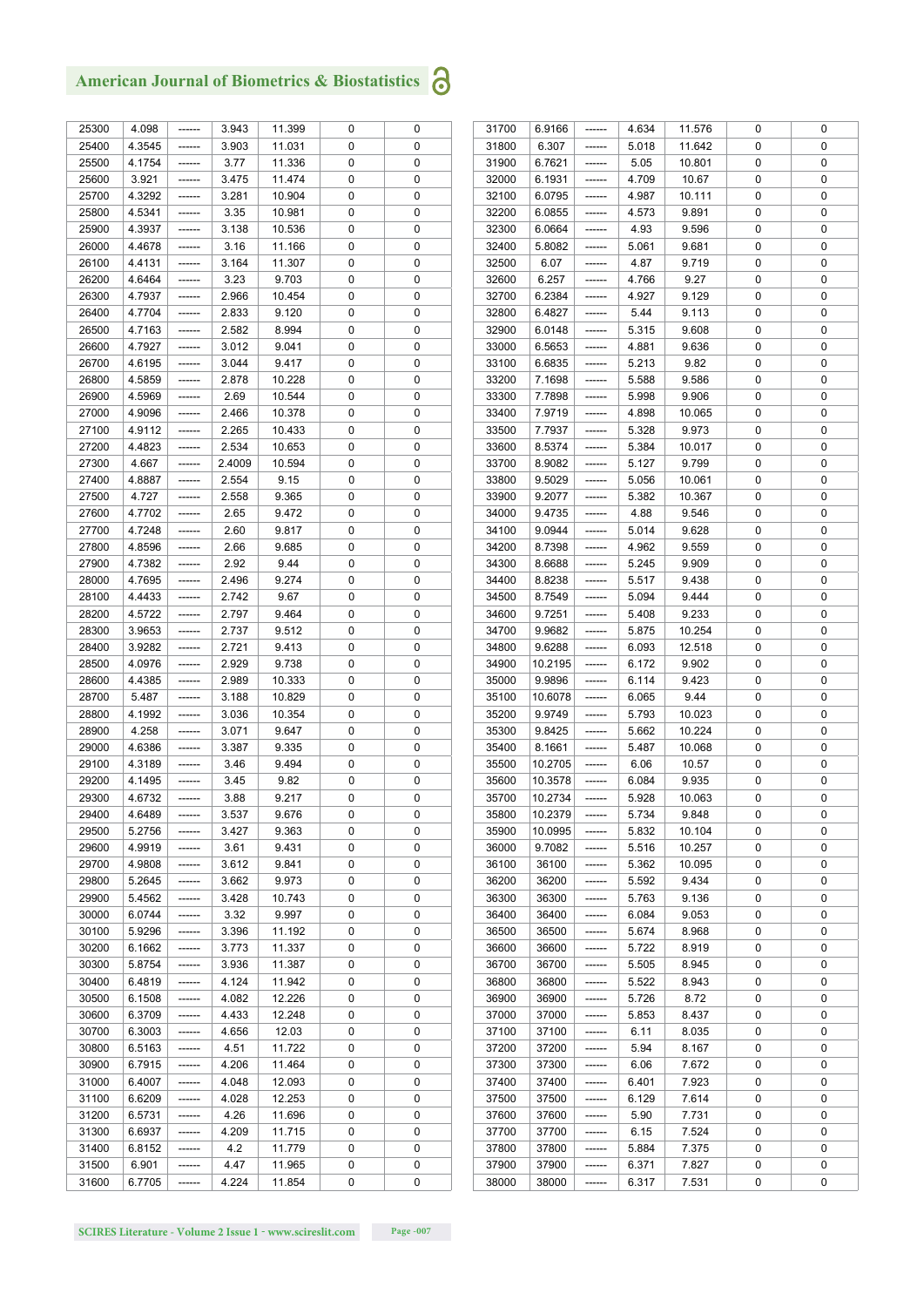| | | | | | | |
|---|---|---|---|---|---|---|
| 25300 | 4.098 | ------ | 3.943 | 11.399 | 0 | 0 |
| 25400 | 4.3545 | ------ | 3.903 | 11.031 | 0 | 0 |
| 25500 | 4.1754 | ------ | 3.77 | 11.336 | 0 | 0 |
| 25600 | 3.921 | ------ | 3.475 | 11.474 | 0 | 0 |
| 25700 | 4.3292 | ------ | 3.281 | 10.904 | 0 | 0 |
| 25800 | 4.5341 | ------ | 3.35 | 10.981 | 0 | 0 |
| 25900 | 4.3937 | ------ | 3.138 | 10.536 | 0 | 0 |
| 26000 | 4.4678 | ------ | 3.16 | 11.166 | 0 | 0 |
| 26100 | 4.4131 | ------ | 3.164 | 11.307 | 0 | 0 |
| 26200 | 4.6464 | ------ | 3.23 | 9.703 | 0 | 0 |
| 26300 | 4.7937 | ------ | 2.966 | 10.454 | 0 | 0 |
| 26400 | 4.7704 | ------ | 2.833 | 9.120 | 0 | 0 |
| 26500 | 4.7163 | ------ | 2.582 | 8.994 | 0 | 0 |
| 26600 | 4.7927 | ------ | 3.012 | 9.041 | 0 | 0 |
| 26700 | 4.6195 | ------ | 3.044 | 9.417 | 0 | 0 |
| 26800 | 4.5859 | ------ | 2.878 | 10.228 | 0 | 0 |
| 26900 | 4.5969 | ------ | 2.69 | 10.544 | 0 | 0 |
| 27000 | 4.9096 | ------ | 2.466 | 10.378 | 0 | 0 |
| 27100 | 4.9112 | ------ | 2.265 | 10.433 | 0 | 0 |
| 27200 | 4.4823 | ------ | 2.534 | 10.653 | 0 | 0 |
| 27300 | 4.667 | ------ | 2.4009 | 10.594 | 0 | 0 |
| 27400 | 4.8887 | ------ | 2.554 | 9.15 | 0 | 0 |
| 27500 | 4.727 | ------ | 2.558 | 9.365 | 0 | 0 |
| 27600 | 4.7702 | ------ | 2.65 | 9.472 | 0 | 0 |
| 27700 | 4.7248 | ------ | 2.60 | 9.817 | 0 | 0 |
| 27800 | 4.8596 | ------ | 2.66 | 9.685 | 0 | 0 |
| 27900 | 4.7382 | ------ | 2.92 | 9.44 | 0 | 0 |
| 28000 | 4.7695 | ------ | 2.496 | 9.274 | 0 | 0 |
| 28100 | 4.4433 | ------ | 2.742 | 9.67 | 0 | 0 |
| 28200 | 4.5722 | ------ | 2.797 | 9.464 | 0 | 0 |
| 28300 | 3.9653 | ------ | 2.737 | 9.512 | 0 | 0 |
| 28400 | 3.9282 | ------ | 2.721 | 9.413 | 0 | 0 |
| 28500 | 4.0976 | ------ | 2.929 | 9.738 | 0 | 0 |
| 28600 | 4.4385 | ------ | 2.989 | 10.333 | 0 | 0 |
| 28700 | 5.487 | ------ | 3.188 | 10.829 | 0 | 0 |
| 28800 | 4.1992 | ------ | 3.036 | 10.354 | 0 | 0 |
| 28900 | 4.258 | ------ | 3.071 | 9.647 | 0 | 0 |
| 29000 | 4.6386 | ------ | 3.387 | 9.335 | 0 | 0 |
| 29100 | 4.3189 | ------ | 3.46 | 9.494 | 0 | 0 |
| 29200 | 4.1495 | ------ | 3.45 | 9.82 | 0 | 0 |
| 29300 | 4.6732 | ------ | 3.88 | 9.217 | 0 | 0 |
| 29400 | 4.6489 | ------ | 3.537 | 9.676 | 0 | 0 |
| 29500 | 5.2756 | ------ | 3.427 | 9.363 | 0 | 0 |
| 29600 | 4.9919 | ------ | 3.61 | 9.431 | 0 | 0 |
| 29700 | 4.9808 | ------ | 3.612 | 9.841 | 0 | 0 |
| 29800 | 5.2645 | ------ | 3.662 | 9.973 | 0 | 0 |
| 29900 | 5.4562 | ------ | 3.428 | 10.743 | 0 | 0 |
| 30000 | 6.0744 | ------ | 3.32 | 9.997 | 0 | 0 |
| 30100 | 5.9296 | ------ | 3.396 | 11.192 | 0 | 0 |
| 30200 | 6.1662 | ------ | 3.773 | 11.337 | 0 | 0 |
| 30300 | 5.8754 | ------ | 3.936 | 11.387 | 0 | 0 |
| 30400 | 6.4819 | ------ | 4.124 | 11.942 | 0 | 0 |
| 30500 | 6.1508 | ------ | 4.082 | 12.226 | 0 | 0 |
| 30600 | 6.3709 | ------ | 4.433 | 12.248 | 0 | 0 |
| 30700 | 6.3003 | ------ | 4.656 | 12.03 | 0 | 0 |
| 30800 | 6.5163 | ------ | 4.51 | 11.722 | 0 | 0 |
| 30900 | 6.7915 | ------ | 4.206 | 11.464 | 0 | 0 |
| 31000 | 6.4007 | ------ | 4.048 | 12.093 | 0 | 0 |
| 31100 | 6.6209 | ------ | 4.028 | 12.253 | 0 | 0 |
| 31200 | 6.5731 | ------ | 4.26 | 11.696 | 0 | 0 |
| 31300 | 6.6937 | ------ | 4.209 | 11.715 | 0 | 0 |
| 31400 | 6.8152 | ------ | 4.2 | 11.779 | 0 | 0 |
| 31500 | 6.901 | ------ | 4.47 | 11.965 | 0 | 0 |
| 31600 | 6.7705 | ------ | 4.224 | 11.854 | 0 | 0 |
| 31700 | 6.9166 | ------ | 4.634 | 11.576 | 0 | 0 |
| 31800 | 6.307 | ------ | 5.018 | 11.642 | 0 | 0 |
| 31900 | 6.7621 | ------ | 5.05 | 10.801 | 0 | 0 |
| 32000 | 6.1931 | ------ | 4.709 | 10.67 | 0 | 0 |
| 32100 | 6.0795 | ------ | 4.987 | 10.111 | 0 | 0 |
| 32200 | 6.0855 | ------ | 4.573 | 9.891 | 0 | 0 |
| 32300 | 6.0664 | ------ | 4.93 | 9.596 | 0 | 0 |
| 32400 | 5.8082 | ------ | 5.061 | 9.681 | 0 | 0 |
| 32500 | 6.07 | ------ | 4.87 | 9.719 | 0 | 0 |
| 32600 | 6.257 | ------ | 4.766 | 9.27 | 0 | 0 |
| 32700 | 6.2384 | ------ | 4.927 | 9.129 | 0 | 0 |
| 32800 | 6.4827 | ------ | 5.44 | 9.113 | 0 | 0 |
| 32900 | 6.0148 | ------ | 5.315 | 9.608 | 0 | 0 |
| 33000 | 6.5653 | ------ | 4.881 | 9.636 | 0 | 0 |
| 33100 | 6.6835 | ------ | 5.213 | 9.82 | 0 | 0 |
| 33200 | 7.1698 | ------ | 5.588 | 9.586 | 0 | 0 |
| 33300 | 7.7898 | ------ | 5.998 | 9.906 | 0 | 0 |
| 33400 | 7.9719 | ------ | 4.898 | 10.065 | 0 | 0 |
| 33500 | 7.7937 | ------ | 5.328 | 9.973 | 0 | 0 |
| 33600 | 8.5374 | ------ | 5.384 | 10.017 | 0 | 0 |
| 33700 | 8.9082 | ------ | 5.127 | 9.799 | 0 | 0 |
| 33800 | 9.5029 | ------ | 5.056 | 10.061 | 0 | 0 |
| 33900 | 9.2077 | ------ | 5.382 | 10.367 | 0 | 0 |
| 34000 | 9.4735 | ------ | 4.88 | 9.546 | 0 | 0 |
| 34100 | 9.0944 | ------ | 5.014 | 9.628 | 0 | 0 |
| 34200 | 8.7398 | ------ | 4.962 | 9.559 | 0 | 0 |
| 34300 | 8.6688 | ------ | 5.245 | 9.909 | 0 | 0 |
| 34400 | 8.8238 | ------ | 5.517 | 9.438 | 0 | 0 |
| 34500 | 8.7549 | ------ | 5.094 | 9.444 | 0 | 0 |
| 34600 | 9.7251 | ------ | 5.408 | 9.233 | 0 | 0 |
| 34700 | 9.9682 | ------ | 5.875 | 10.254 | 0 | 0 |
| 34800 | 9.6288 | ------ | 6.093 | 12.518 | 0 | 0 |
| 34900 | 10.2195 | ------ | 6.172 | 9.902 | 0 | 0 |
| 35000 | 9.9896 | ------ | 6.114 | 9.423 | 0 | 0 |
| 35100 | 10.6078 | ------ | 6.065 | 9.44 | 0 | 0 |
| 35200 | 9.9749 | ------ | 5.793 | 10.023 | 0 | 0 |
| 35300 | 9.8425 | ------ | 5.662 | 10.224 | 0 | 0 |
| 35400 | 8.1661 | ------ | 5.487 | 10.068 | 0 | 0 |
| 35500 | 10.2705 | ------ | 6.06 | 10.57 | 0 | 0 |
| 35600 | 10.3578 | ------ | 6.084 | 9.935 | 0 | 0 |
| 35700 | 10.2734 | ------ | 5.928 | 10.063 | 0 | 0 |
| 35800 | 10.2379 | ------ | 5.734 | 9.848 | 0 | 0 |
| 35900 | 10.0995 | ------ | 5.832 | 10.104 | 0 | 0 |
| 36000 | 9.7082 | ------ | 5.516 | 10.257 | 0 | 0 |
| 36100 | 36100 | ------ | 5.362 | 10.095 | 0 | 0 |
| 36200 | 36200 | ------ | 5.592 | 9.434 | 0 | 0 |
| 36300 | 36300 | ------ | 5.763 | 9.136 | 0 | 0 |
| 36400 | 36400 | ------ | 6.084 | 9.053 | 0 | 0 |
| 36500 | 36500 | ------ | 5.674 | 8.968 | 0 | 0 |
| 36600 | 36600 | ------ | 5.722 | 8.919 | 0 | 0 |
| 36700 | 36700 | ------ | 5.505 | 8.945 | 0 | 0 |
| 36800 | 36800 | ------ | 5.522 | 8.943 | 0 | 0 |
| 36900 | 36900 | ------ | 5.726 | 8.72 | 0 | 0 |
| 37000 | 37000 | ------ | 5.853 | 8.437 | 0 | 0 |
| 37100 | 37100 | ------ | 6.11 | 8.035 | 0 | 0 |
| 37200 | 37200 | ------ | 5.94 | 8.167 | 0 | 0 |
| 37300 | 37300 | ------ | 6.06 | 7.672 | 0 | 0 |
| 37400 | 37400 | ------ | 6.401 | 7.923 | 0 | 0 |
| 37500 | 37500 | ------ | 6.129 | 7.614 | 0 | 0 |
| 37600 | 37600 | ------ | 5.90 | 7.731 | 0 | 0 |
| 37700 | 37700 | ------ | 6.15 | 7.524 | 0 | 0 |
| 37800 | 37800 | ------ | 5.884 | 7.375 | 0 | 0 |
| 37900 | 37900 | ------ | 6.371 | 7.827 | 0 | 0 |
| 38000 | 38000 | ------ | 6.317 | 7.531 | 0 | 0 |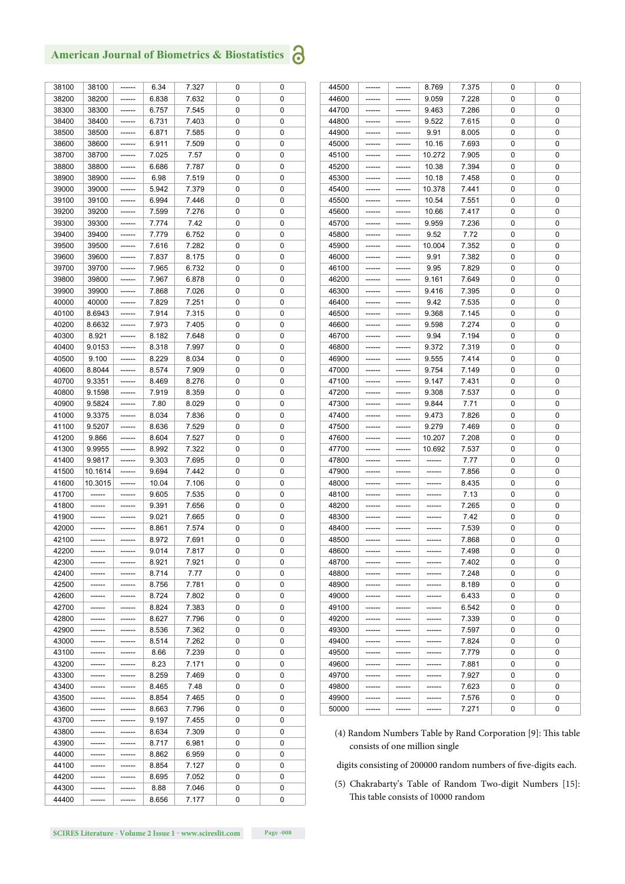| | | | | | | |
|---|---|---|---|---|---|---|
| 38100 | 38100 | ------ | 6.34 | 7.327 | 0 | 0 |
| 38200 | 38200 | ------ | 6.838 | 7.632 | 0 | 0 |
| 38300 | 38300 | ------ | 6.757 | 7.545 | 0 | 0 |
| 38400 | 38400 | ------ | 6.731 | 7.403 | 0 | 0 |
| 38500 | 38500 | ------ | 6.871 | 7.585 | 0 | 0 |
| 38600 | 38600 | ------ | 6.911 | 7.509 | 0 | 0 |
| 38700 | 38700 | ------ | 7.025 | 7.57 | 0 | 0 |
| 38800 | 38800 | ------ | 6.686 | 7.787 | 0 | 0 |
| 38900 | 38900 | ------ | 6.98 | 7.519 | 0 | 0 |
| 39000 | 39000 | ------ | 5.942 | 7.379 | 0 | 0 |
| 39100 | 39100 | ------ | 6.994 | 7.446 | 0 | 0 |
| 39200 | 39200 | ------ | 7.599 | 7.276 | 0 | 0 |
| 39300 | 39300 | ------ | 7.774 | 7.42 | 0 | 0 |
| 39400 | 39400 | ------ | 7.779 | 6.752 | 0 | 0 |
| 39500 | 39500 | ------ | 7.616 | 7.282 | 0 | 0 |
| 39600 | 39600 | ------ | 7.837 | 8.175 | 0 | 0 |
| 39700 | 39700 | ------ | 7.965 | 6.732 | 0 | 0 |
| 39800 | 39800 | ------ | 7.967 | 6.878 | 0 | 0 |
| 39900 | 39900 | ------ | 7.868 | 7.026 | 0 | 0 |
| 40000 | 40000 | ------ | 7.829 | 7.251 | 0 | 0 |
| 40100 | 8.6943 | ------ | 7.914 | 7.315 | 0 | 0 |
| 40200 | 8.6632 | ------ | 7.973 | 7.405 | 0 | 0 |
| 40300 | 8.921 | ------ | 8.182 | 7.648 | 0 | 0 |
| 40400 | 9.0153 | ------ | 8.318 | 7.997 | 0 | 0 |
| 40500 | 9.100 | ------ | 8.229 | 8.034 | 0 | 0 |
| 40600 | 8.8044 | ------ | 8.574 | 7.909 | 0 | 0 |
| 40700 | 9.3351 | ------ | 8.469 | 8.276 | 0 | 0 |
| 40800 | 9.1598 | ------ | 7.919 | 8.359 | 0 | 0 |
| 40900 | 9.5824 | ------ | 7.80 | 8.029 | 0 | 0 |
| 41000 | 9.3375 | ------ | 8.034 | 7.836 | 0 | 0 |
| 41100 | 9.5207 | ------ | 8.636 | 7.529 | 0 | 0 |
| 41200 | 9.866 | ------ | 8.604 | 7.527 | 0 | 0 |
| 41300 | 9.9955 | ------ | 8.992 | 7.322 | 0 | 0 |
| 41400 | 9.9817 | ------ | 9.303 | 7.695 | 0 | 0 |
| 41500 | 10.1614 | ------ | 9.694 | 7.442 | 0 | 0 |
| 41600 | 10.3015 | ------ | 10.04 | 7.106 | 0 | 0 |
| 41700 | ------ | ------ | 9.605 | 7.535 | 0 | 0 |
| 41800 | ------ | ------ | 9.391 | 7.656 | 0 | 0 |
| 41900 | ------ | ------ | 9.021 | 7.665 | 0 | 0 |
| 42000 | ------ | ------ | 8.861 | 7.574 | 0 | 0 |
| 42100 | ------ | ------ | 8.972 | 7.691 | 0 | 0 |
| 42200 | ------ | ------ | 9.014 | 7.817 | 0 | 0 |
| 42300 | ------ | ------ | 8.921 | 7.921 | 0 | 0 |
| 42400 | ------ | ------ | 8.714 | 7.77 | 0 | 0 |
| 42500 | ------ | ------ | 8.756 | 7.781 | 0 | 0 |
| 42600 | ------ | ------ | 8.724 | 7.802 | 0 | 0 |
| 42700 | ------ | ------ | 8.824 | 7.383 | 0 | 0 |
| 42800 | ------ | ------ | 8.627 | 7.796 | 0 | 0 |
| 42900 | ------ | ------ | 8.536 | 7.362 | 0 | 0 |
| 43000 | ------ | ------ | 8.514 | 7.262 | 0 | 0 |
| 43100 | ------ | ------ | 8.66 | 7.239 | 0 | 0 |
| 43200 | ------ | ------ | 8.23 | 7.171 | 0 | 0 |
| 43300 | ------ | ------ | 8.259 | 7.469 | 0 | 0 |
| 43400 | ------ | ------ | 8.465 | 7.48 | 0 | 0 |
| 43500 | ------ | ------ | 8.854 | 7.465 | 0 | 0 |
| 43600 | ------ | ------ | 8.663 | 7.796 | 0 | 0 |
| 43700 | ------ | ------ | 9.197 | 7.455 | 0 | 0 |
| 43800 | ------ | ------ | 8.634 | 7.309 | 0 | 0 |
| 43900 | ------ | ------ | 8.717 | 6.981 | 0 | 0 |
| 44000 | ------ | ------ | 8.862 | 6.959 | 0 | 0 |
| 44100 | ------ | ------ | 8.854 | 7.127 | 0 | 0 |
| 44200 | ------ | ------ | 8.695 | 7.052 | 0 | 0 |
| 44300 | ------ | ------ | 8.88 | 7.046 | 0 | 0 |
| 44400 | ------ | ------ | 8.656 | 7.177 | 0 | 0 |
| 44500 | ------ | ------ | 8.769 | 7.375 | 0 | 0 |
| 44600 | ------ | ------ | 9.059 | 7.228 | 0 | 0 |
| 44700 | ------ | ------ | 9.463 | 7.286 | 0 | 0 |
| 44800 | ------ | ------ | 9.522 | 7.615 | 0 | 0 |
| 44900 | ------ | ------ | 9.91 | 8.005 | 0 | 0 |
| 45000 | ------ | ------ | 10.16 | 7.693 | 0 | 0 |
| 45100 | ------ | ------ | 10.272 | 7.905 | 0 | 0 |
| 45200 | ------ | ------ | 10.38 | 7.394 | 0 | 0 |
| 45300 | ------ | ------ | 10.18 | 7.458 | 0 | 0 |
| 45400 | ------ | ------ | 10.378 | 7.441 | 0 | 0 |
| 45500 | ------ | ------ | 10.54 | 7.551 | 0 | 0 |
| 45600 | ------ | ------ | 10.66 | 7.417 | 0 | 0 |
| 45700 | ------ | ------ | 9.959 | 7.236 | 0 | 0 |
| 45800 | ------ | ------ | 9.52 | 7.72 | 0 | 0 |
| 45900 | ------ | ------ | 10.004 | 7.352 | 0 | 0 |
| 46000 | ------ | ------ | 9.91 | 7.382 | 0 | 0 |
| 46100 | ------ | ------ | 9.95 | 7.829 | 0 | 0 |
| 46200 | ------ | ------ | 9.161 | 7.649 | 0 | 0 |
| 46300 | ------ | ------ | 9.416 | 7.395 | 0 | 0 |
| 46400 | ------ | ------ | 9.42 | 7.535 | 0 | 0 |
| 46500 | ------ | ------ | 9.368 | 7.145 | 0 | 0 |
| 46600 | ------ | ------ | 9.598 | 7.274 | 0 | 0 |
| 46700 | ------ | ------ | 9.94 | 7.194 | 0 | 0 |
| 46800 | ------ | ------ | 9.372 | 7.319 | 0 | 0 |
| 46900 | ------ | ------ | 9.555 | 7.414 | 0 | 0 |
| 47000 | ------ | ------ | 9.754 | 7.149 | 0 | 0 |
| 47100 | ------ | ------ | 9.147 | 7.431 | 0 | 0 |
| 47200 | ------ | ------ | 9.308 | 7.537 | 0 | 0 |
| 47300 | ------ | ------ | 9.844 | 7.71 | 0 | 0 |
| 47400 | ------ | ------ | 9.473 | 7.826 | 0 | 0 |
| 47500 | ------ | ------ | 9.279 | 7.469 | 0 | 0 |
| 47600 | ------ | ------ | 10.207 | 7.208 | 0 | 0 |
| 47700 | ------ | ------ | 10.692 | 7.537 | 0 | 0 |
| 47800 | ------ | ------ | ------ | 7.77 | 0 | 0 |
| 47900 | ------ | ------ | ------ | 7.856 | 0 | 0 |
| 48000 | ------ | ------ | ------ | 8.435 | 0 | 0 |
| 48100 | ------ | ------ | ------ | 7.13 | 0 | 0 |
| 48200 | ------ | ------ | ------ | 7.265 | 0 | 0 |
| 48300 | ------ | ------ | ------ | 7.42 | 0 | 0 |
| 48400 | ------ | ------ | ------ | 7.539 | 0 | 0 |
| 48500 | ------ | ------ | ------ | 7.868 | 0 | 0 |
| 48600 | ------ | ------ | ------ | 7.498 | 0 | 0 |
| 48700 | ------ | ------ | ------ | 7.402 | 0 | 0 |
| 48800 | ------ | ------ | ------ | 7.248 | 0 | 0 |
| 48900 | ------ | ------ | ------ | 8.189 | 0 | 0 |
| 49000 | ------ | ------ | ------ | 6.433 | 0 | 0 |
| 49100 | ------ | ------ | ------ | 6.542 | 0 | 0 |
| 49200 | ------ | ------ | ------ | 7.339 | 0 | 0 |
| 49300 | ------ | ------ | ------ | 7.597 | 0 | 0 |
| 49400 | ------ | ------ | ------ | 7.824 | 0 | 0 |
| 49500 | ------ | ------ | ------ | 7.779 | 0 | 0 |
| 49600 | ------ | ------ | ------ | 7.881 | 0 | 0 |
| 49700 | ------ | ------ | ------ | 7.927 | 0 | 0 |
| 49800 | ------ | ------ | ------ | 7.623 | 0 | 0 |
| 49900 | ------ | ------ | ------ | 7.576 | 0 | 0 |
| 50000 | ------ | ------ | ------ | 7.271 | 0 | 0 |

(4) Random Numbers Table by Rand Corporation [9]: This table consists of one million single digits consisting of 200000 random numbers of five-digits each.

(5) Chakrabarty's Table of Random Two-digit Numbers [15]: This table consists of 10000 random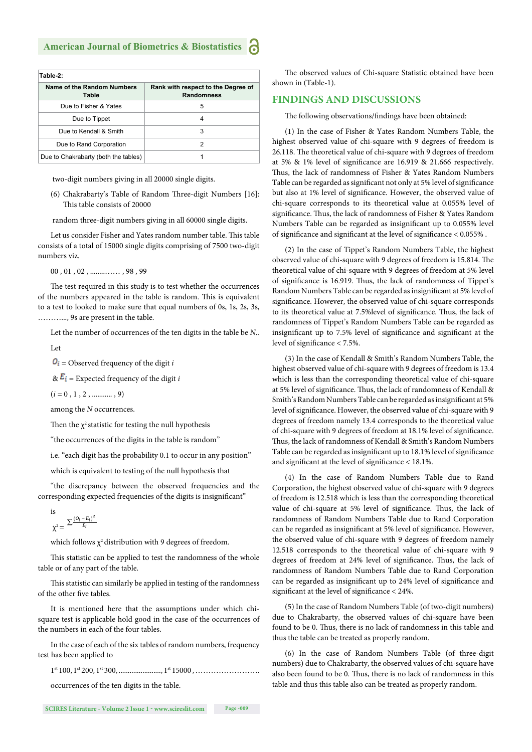**Table-2:**

| Name of the Random Numbers Table | Rank with respect to the Degree of Randomness |
|---|---|
| Due to Fisher & Yates | 5 |
| Due to Tippet | 4 |
| Due to Kendall & Smith | 3 |
| Due to Rand Corporation | 2 |
| Due to Chakrabarty (both the tables) | 1 |

two-digit numbers giving in all 20000 single digits.

(6) Chakrabarty's Table of Random Three-digit Numbers [16]: This table consists of 20000

random three-digit numbers giving in all 60000 single digits.

Let us consider Fisher and Yates random number table. This table consists of a total of 15000 single digits comprising of 7500 two-digit numbers viz.

00 , 01 , 02 , ………… , 98 , 99

The test required in this study is to test whether the occurrences of the numbers appeared in the table is random. This is equivalent to a test to looked to make sure that equal numbers of 0s, 1s, 2s, 3s, ………..., 9s are present in the table.

Let the number of occurrences of the ten digits in the table be *N*..

Let

$O_i$ = Observed frequency of the digit $i$

& $E_i$ = Expected frequency of the digit $i$

($i$ = 0 , 1 , 2 , ……….. , 9)

among the *N* occurrences.

Then the $\chi^2$ statistic for testing the null hypothesis

"the occurrences of the digits in the table is random"

i.e. "each digit has the probability 0.1 to occur in any position"

which is equivalent to testing of the null hypothesis that

"the discrepancy between the observed frequencies and the corresponding expected frequencies of the digits is insignificant"

is

$$\chi^2 = \sum \frac{(O_i - E_i)^2}{E_i}$$

which follows $\chi^2$ distribution with 9 degrees of freedom.

This statistic can be applied to test the randomness of the whole table or of any part of the table.

This statistic can similarly be applied in testing of the randomness of the other five tables.

It is mentioned here that the assumptions under which chi-square test is applicable hold good in the case of the occurrences of the numbers in each of the four tables.

In the case of each of the six tables of random numbers, frequency test has been applied to

1st 100, 1st 200, 1st 300, ……………………, 1st 15000 , …………………….

occurrences of the ten digits in the table.

The observed values of Chi-square Statistic obtained have been shown in (Table-1).

## FINDINGS AND DISCUSSIONS

The following observations/findings have been obtained:

(1) In the case of Fisher & Yates Random Numbers Table, the highest observed value of chi-square with 9 degrees of freedom is 26.118. The theoretical value of chi-square with 9 degrees of freedom at 5% & 1% level of significance are 16.919 & 21.666 respectively. Thus, the lack of randomness of Fisher & Yates Random Numbers Table can be regarded as significant not only at 5% level of significance but also at 1% level of significance. However, the observed value of chi-square corresponds to its theoretical value at 0.055% level of significance. Thus, the lack of randomness of Fisher & Yates Random Numbers Table can be regarded as insignificant up to 0.055% level of significance and significant at the level of significance < 0.055% .

(2) In the case of Tippet's Random Numbers Table, the highest observed value of chi-square with 9 degrees of freedom is 15.814. The theoretical value of chi-square with 9 degrees of freedom at 5% level of significance is 16.919. Thus, the lack of randomness of Tippet's Random Numbers Table can be regarded as insignificant at 5% level of significance. However, the observed value of chi-square corresponds to its theoretical value at 7.5%level of significance. Thus, the lack of randomness of Tippet's Random Numbers Table can be regarded as insignificant up to 7.5% level of significance and significant at the level of significance < 7.5%.

(3) In the case of Kendall & Smith's Random Numbers Table, the highest observed value of chi-square with 9 degrees of freedom is 13.4 which is less than the corresponding theoretical value of chi-square at 5% level of significance. Thus, the lack of randomness of Kendall & Smith's Random Numbers Table can be regarded as insignificant at 5% level of significance. However, the observed value of chi-square with 9 degrees of freedom namely 13.4 corresponds to the theoretical value of chi-square with 9 degrees of freedom at 18.1% level of significance. Thus, the lack of randomness of Kendall & Smith's Random Numbers Table can be regarded as insignificant up to 18.1% level of significance and significant at the level of significance < 18.1%.

(4) In the case of Random Numbers Table due to Rand Corporation, the highest observed value of chi-square with 9 degrees of freedom is 12.518 which is less than the corresponding theoretical value of chi-square at 5% level of significance. Thus, the lack of randomness of Random Numbers Table due to Rand Corporation can be regarded as insignificant at 5% level of significance. However, the observed value of chi-square with 9 degrees of freedom namely 12.518 corresponds to the theoretical value of chi-square with 9 degrees of freedom at 24% level of significance. Thus, the lack of randomness of Random Numbers Table due to Rand Corporation can be regarded as insignificant up to 24% level of significance and significant at the level of significance < 24%.

(5) In the case of Random Numbers Table (of two-digit numbers) due to Chakrabarty, the observed values of chi-square have been found to be 0. Thus, there is no lack of randomness in this table and thus the table can be treated as properly random.

(6) In the case of Random Numbers Table (of three-digit numbers) due to Chakrabarty, the observed values of chi-square have also been found to be 0. Thus, there is no lack of randomness in this table and thus this table also can be treated as properly random.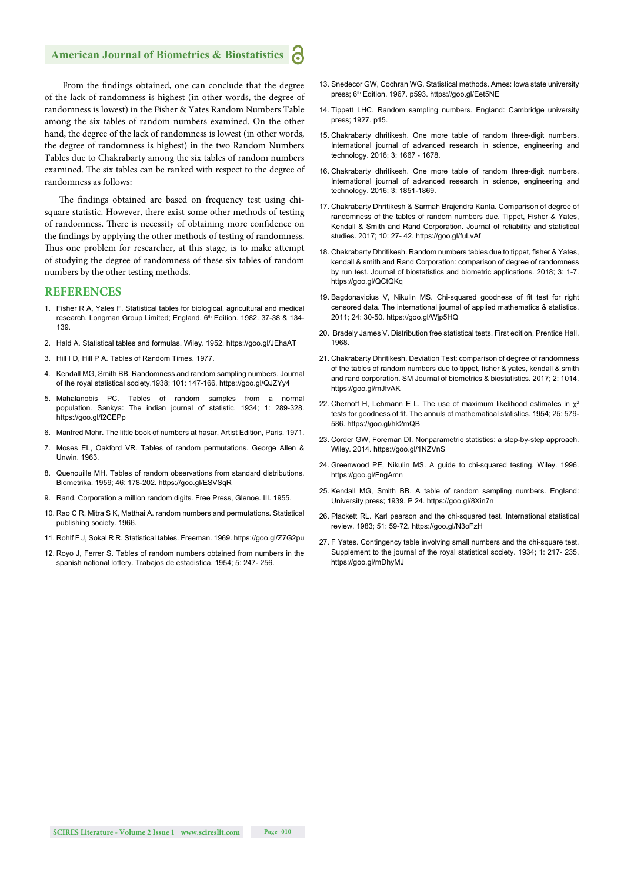From the findings obtained, one can conclude that the degree of the lack of randomness is highest (in other words, the degree of randomness is lowest) in the Fisher & Yates Random Numbers Table among the six tables of random numbers examined. On the other hand, the degree of the lack of randomness is lowest (in other words, the degree of randomness is highest) in the two Random Numbers Tables due to Chakrabarty among the six tables of random numbers examined. The six tables can be ranked with respect to the degree of randomness as follows:

The findings obtained are based on frequency test using chi-square statistic. However, there exist some other methods of testing of randomness. There is necessity of obtaining more confidence on the findings by applying the other methods of testing of randomness. Thus one problem for researcher, at this stage, is to make attempt of studying the degree of randomness of these six tables of random numbers by the other testing methods.

## REFERENCES

1. Fisher R A, Yates F. Statistical tables for biological, agricultural and medical research. Longman Group Limited; England. 6th Edition. 1982. 37-38 & 134-139.
2. Hald A. Statistical tables and formulas. Wiley. 1952. https://goo.gl/JEhaAT
3. Hill I D, Hill P A. Tables of Random Times. 1977.
4. Kendall MG, Smith BB. Randomness and random sampling numbers. Journal of the royal statistical society.1938; 101: 147-166. https://goo.gl/QJZYy4
5. Mahalanobis PC. Tables of random samples from a normal population. Sankya: The indian journal of statistic. 1934; 1: 289-328. https://goo.gl/f2CEPp
6. Manfred Mohr. The little book of numbers at hasar, Artist Edition, Paris. 1971.
7. Moses EL, Oakford VR. Tables of random permutations. George Allen & Unwin. 1963.
8. Quenouille MH. Tables of random observations from standard distributions. Biometrika. 1959; 46: 178-202. https://goo.gl/ESVSqR
9. Rand. Corporation a million random digits. Free Press, Glenoe. III. 1955.
10. Rao C R, Mitra S K, Matthai A. random numbers and permutations. Statistical publishing society. 1966.
11. Rohlf F J, Sokal R R. Statistical tables. Freeman. 1969. https://goo.gl/Z7G2pu
12. Royo J, Ferrer S. Tables of random numbers obtained from numbers in the spanish national lottery. Trabajos de estadistica. 1954; 5: 247- 256.
13. Snedecor GW, Cochran WG. Statistical methods. Ames: Iowa state university press; 6th Edition. 1967. p593. https://goo.gl/Eet5NE
14. Tippett LHC. Random sampling numbers. England: Cambridge university press; 1927. p15.
15. Chakrabarty dhritikesh. One more table of random three-digit numbers. International journal of advanced research in science, engineering and technology. 2016; 3: 1667 - 1678.
16. Chakrabarty dhritikesh. One more table of random three-digit numbers. International journal of advanced research in science, engineering and technology. 2016; 3: 1851-1869.
17. Chakrabarty Dhritikesh & Sarmah Brajendra Kanta. Comparison of degree of randomness of the tables of random numbers due. Tippet, Fisher & Yates, Kendall & Smith and Rand Corporation. Journal of reliability and statistical studies. 2017; 10: 27- 42. https://goo.gl/fuLvAf
18. Chakrabarty Dhritikesh. Random numbers tables due to tippet, fisher & Yates, kendall & smith and Rand Corporation: comparison of degree of randomness by run test. Journal of biostatistics and biometric applications. 2018; 3: 1-7. https://goo.gl/QCtQKq
19. Bagdonavicius V, Nikulin MS. Chi-squared goodness of fit test for right censored data. The international journal of applied mathematics & statistics. 2011; 24: 30-50. https://goo.gl/Wjp5HQ
20. Bradely James V. Distribution free statistical tests. First edition, Prentice Hall. 1968.
21. Chakrabarty Dhritikesh. Deviation Test: comparison of degree of randomness of the tables of random numbers due to tippet, fisher & yates, kendall & smith and rand corporation. SM Journal of biometrics & biostatistics. 2017; 2: 1014. https://goo.gl/mJfvAK
22. Chernoff H, Lehmann E L. The use of maximum likelihood estimates in $\chi^2$ tests for goodness of fit. The annuls of mathematical statistics. 1954; 25: 579-586. https://goo.gl/hk2mQB
23. Corder GW, Foreman DI. Nonparametric statistics: a step-by-step approach. Wiley. 2014. https://goo.gl/1NZVnS
24. Greenwood PE, Nikulin MS. A guide to chi-squared testing. Wiley. 1996. https://goo.gl/FngAmn
25. Kendall MG, Smith BB. A table of random sampling numbers. England: University press; 1939. P 24. https://goo.gl/8Xin7n
26. Plackett RL. Karl pearson and the chi-squared test. International statistical review. 1983; 51: 59-72. https://goo.gl/N3oFzH
27. F Yates. Contingency table involving small numbers and the chi-square test. Supplement to the journal of the royal statistical society. 1934; 1: 217- 235. https://goo.gl/mDhyMJ